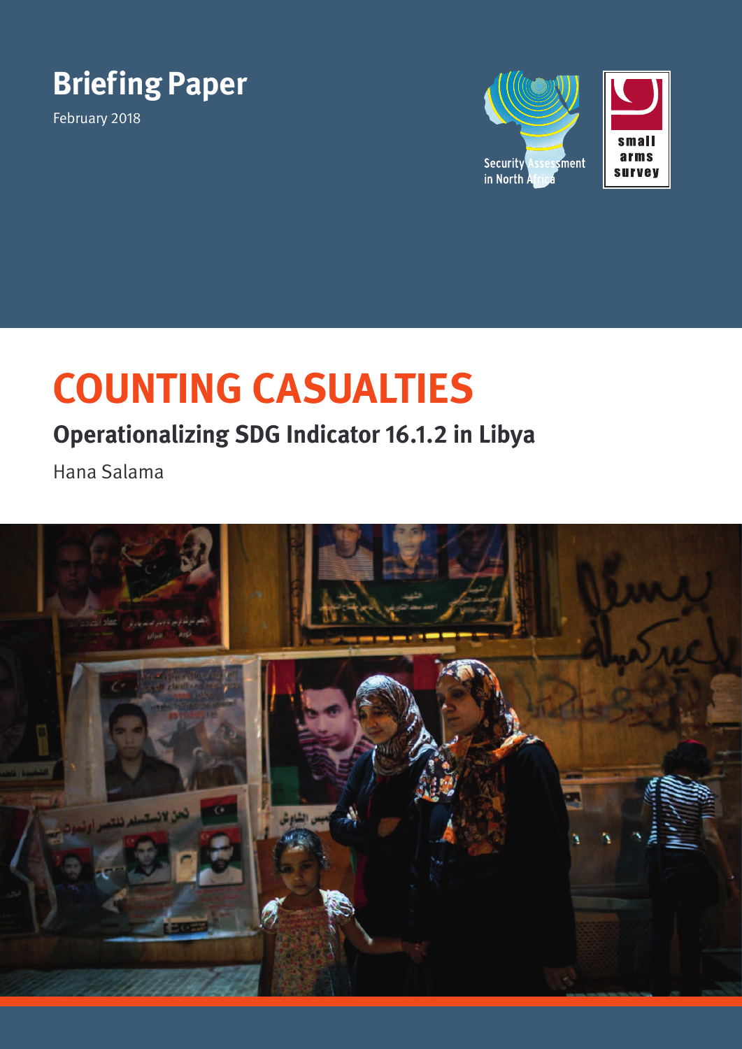**Briefing Paper**

February 2018

Security Assessment in North Africa

small arms survey

# COUNTING CASUALTIES

## Operationalizing SDG Indicator 16.1.2 in Libya

Hana Salama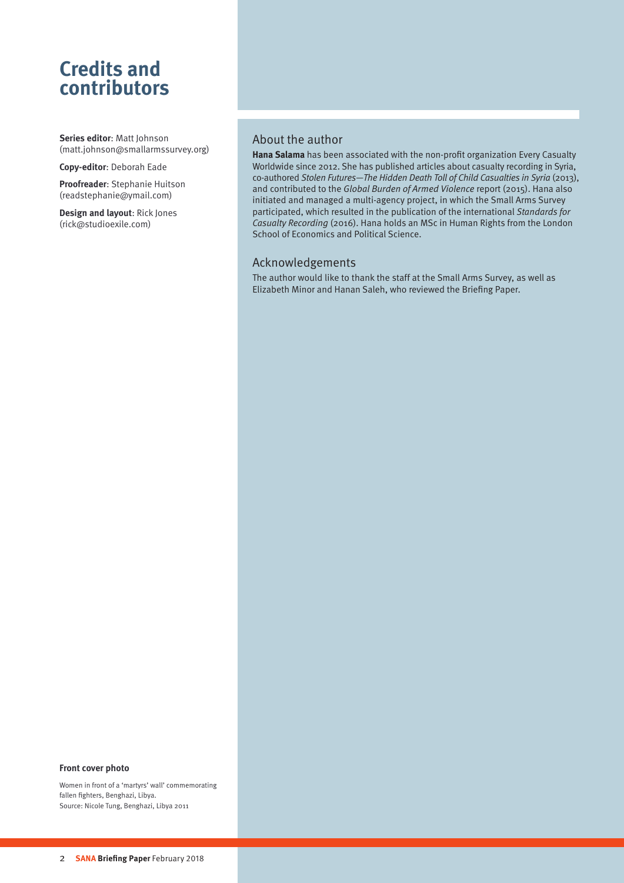# Credits and contributors

**Series editor**: Matt Johnson (matt.johnson@smallarmssurvey.org)

**Copy-editor**: Deborah Eade

**Proofreader**: Stephanie Huitson (readstephanie@ymail.com)

**Design and layout**: Rick Jones (rick@studioexile.com)

## About the author

**Hana Salama** has been associated with the non-profit organization Every Casualty Worldwide since 2012. She has published articles about casualty recording in Syria, co-authored *Stolen Futures—The Hidden Death Toll of Child Casualties in Syria* (2013), and contributed to the *Global Burden of Armed Violence* report (2015). Hana also initiated and managed a multi-agency project, in which the Small Arms Survey participated, which resulted in the publication of the international *Standards for Casualty Recording* (2016). Hana holds an MSc in Human Rights from the London School of Economics and Political Science.

## Acknowledgements

The author would like to thank the staff at the Small Arms Survey, as well as Elizabeth Minor and Hanan Saleh, who reviewed the Briefing Paper.

**Front cover photo**

Women in front of a 'martyrs' wall' commemorating fallen fighters, Benghazi, Libya.
Source: Nicole Tung, Benghazi, Libya 2011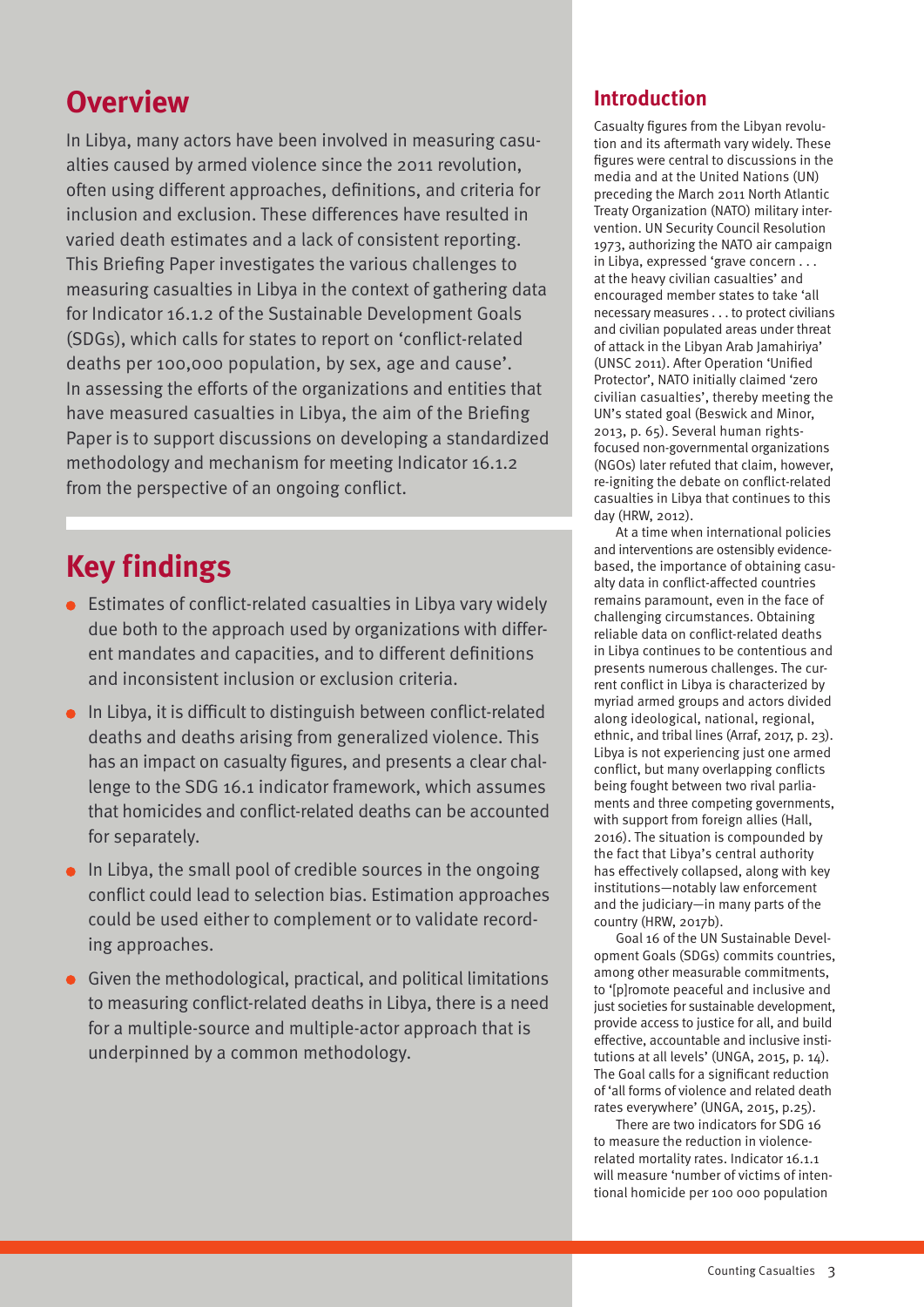## Overview

In Libya, many actors have been involved in measuring casualties caused by armed violence since the 2011 revolution, often using different approaches, definitions, and criteria for inclusion and exclusion. These differences have resulted in varied death estimates and a lack of consistent reporting. This Briefing Paper investigates the various challenges to measuring casualties in Libya in the context of gathering data for Indicator 16.1.2 of the Sustainable Development Goals (SDGs), which calls for states to report on 'conflict-related deaths per 100,000 population, by sex, age and cause'. In assessing the efforts of the organizations and entities that have measured casualties in Libya, the aim of the Briefing Paper is to support discussions on developing a standardized methodology and mechanism for meeting Indicator 16.1.2 from the perspective of an ongoing conflict.

## Key findings

- Estimates of conflict-related casualties in Libya vary widely due both to the approach used by organizations with different mandates and capacities, and to different definitions and inconsistent inclusion or exclusion criteria.
- In Libya, it is difficult to distinguish between conflict-related deaths and deaths arising from generalized violence. This has an impact on casualty figures, and presents a clear challenge to the SDG 16.1 indicator framework, which assumes that homicides and conflict-related deaths can be accounted for separately.
- In Libya, the small pool of credible sources in the ongoing conflict could lead to selection bias. Estimation approaches could be used either to complement or to validate recording approaches.
- Given the methodological, practical, and political limitations to measuring conflict-related deaths in Libya, there is a need for a multiple-source and multiple-actor approach that is underpinned by a common methodology.

## Introduction

Casualty figures from the Libyan revolution and its aftermath vary widely. These figures were central to discussions in the media and at the United Nations (UN) preceding the March 2011 North Atlantic Treaty Organization (NATO) military intervention. UN Security Council Resolution 1973, authorizing the NATO air campaign in Libya, expressed 'grave concern . . . at the heavy civilian casualties' and encouraged member states to take 'all necessary measures . . . to protect civilians and civilian populated areas under threat of attack in the Libyan Arab Jamahiriya' (UNSC 2011). After Operation 'Unified Protector', NATO initially claimed 'zero civilian casualties', thereby meeting the UN's stated goal (Beswick and Minor, 2013, p. 65). Several human rights-focused non-governmental organizations (NGOs) later refuted that claim, however, re-igniting the debate on conflict-related casualties in Libya that continues to this day (HRW, 2012).

At a time when international policies and interventions are ostensibly evidence-based, the importance of obtaining casualty data in conflict-affected countries remains paramount, even in the face of challenging circumstances. Obtaining reliable data on conflict-related deaths in Libya continues to be contentious and presents numerous challenges. The current conflict in Libya is characterized by myriad armed groups and actors divided along ideological, national, regional, ethnic, and tribal lines (Arraf, 2017, p. 23). Libya is not experiencing just one armed conflict, but many overlapping conflicts being fought between two rival parliaments and three competing governments, with support from foreign allies (Hall, 2016). The situation is compounded by the fact that Libya's central authority has effectively collapsed, along with key institutions—notably law enforcement and the judiciary—in many parts of the country (HRW, 2017b).

Goal 16 of the UN Sustainable Development Goals (SDGs) commits countries, among other measurable commitments, to '[p]romote peaceful and inclusive and just societies for sustainable development, provide access to justice for all, and build effective, accountable and inclusive institutions at all levels' (UNGA, 2015, p. 14). The Goal calls for a significant reduction of 'all forms of violence and related death rates everywhere' (UNGA, 2015, p.25).

There are two indicators for SDG 16 to measure the reduction in violence-related mortality rates. Indicator 16.1.1 will measure 'number of victims of intentional homicide per 100 000 population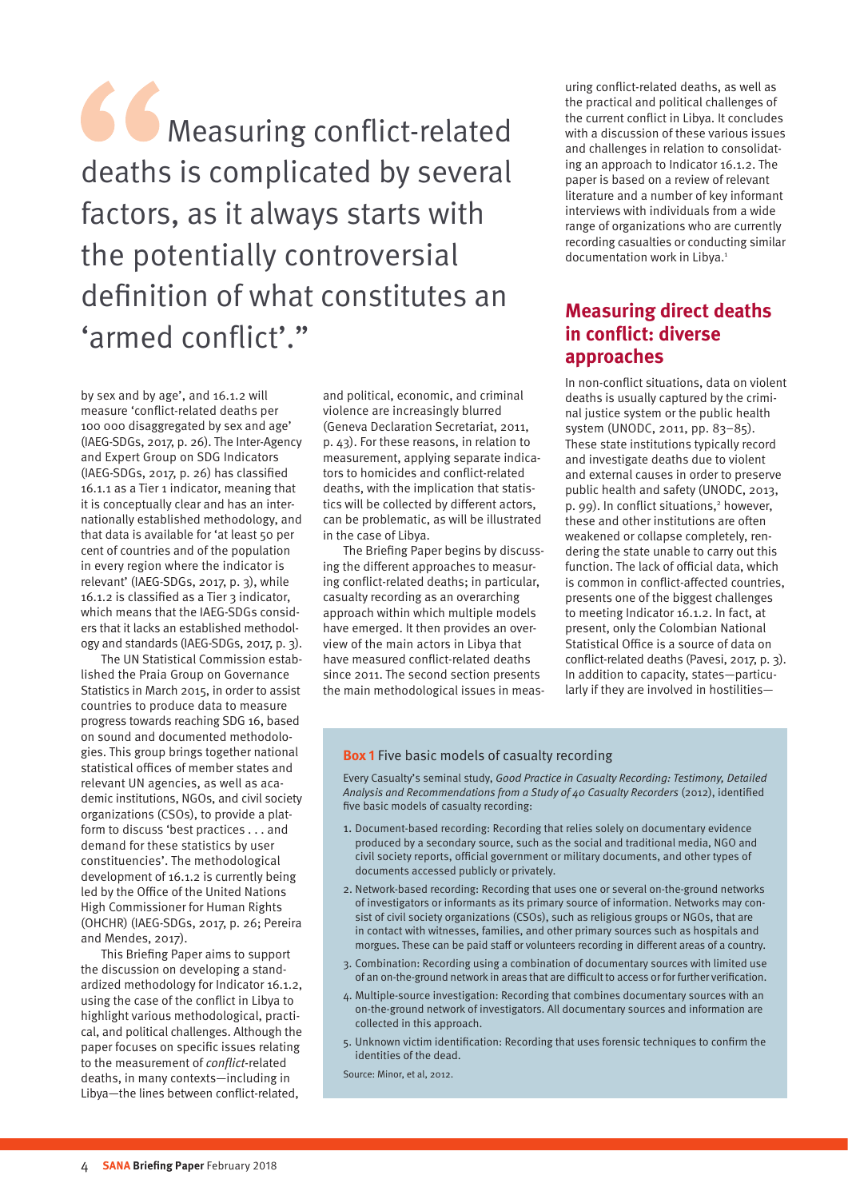> Measuring conflict-related deaths is complicated by several factors, as it always starts with the potentially controversial definition of what constitutes an 'armed conflict'."

by sex and by age', and 16.1.2 will measure 'conflict-related deaths per 100 000 disaggregated by sex and age' (IAEG-SDGs, 2017, p. 26). The Inter-Agency and Expert Group on SDG Indicators (IAEG-SDGs, 2017, p. 26) has classified 16.1.1 as a Tier 1 indicator, meaning that it is conceptually clear and has an internationally established methodology, and that data is available for 'at least 50 per cent of countries and of the population in every region where the indicator is relevant' (IAEG-SDGs, 2017, p. 3), while 16.1.2 is classified as a Tier 3 indicator, which means that the IAEG-SDGs considers that it lacks an established methodology and standards (IAEG-SDGs, 2017, p. 3).

The UN Statistical Commission established the Praia Group on Governance Statistics in March 2015, in order to assist countries to produce data to measure progress towards reaching SDG 16, based on sound and documented methodologies. This group brings together national statistical offices of member states and relevant UN agencies, as well as academic institutions, NGOs, and civil society organizations (CSOs), to provide a platform to discuss 'best practices . . . and demand for these statistics by user constituencies'. The methodological development of 16.1.2 is currently being led by the Office of the United Nations High Commissioner for Human Rights (OHCHR) (IAEG-SDGs, 2017, p. 26; Pereira and Mendes, 2017).

This Briefing Paper aims to support the discussion on developing a standardized methodology for Indicator 16.1.2, using the case of the conflict in Libya to highlight various methodological, practical, and political challenges. Although the paper focuses on specific issues relating to the measurement of *conflict*-related deaths, in many contexts—including in Libya—the lines between conflict-related, and political, economic, and criminal violence are increasingly blurred (Geneva Declaration Secretariat, 2011, p. 43). For these reasons, in relation to measurement, applying separate indicators to homicides and conflict-related deaths, with the implication that statistics will be collected by different actors, can be problematic, as will be illustrated in the case of Libya.

The Briefing Paper begins by discussing the different approaches to measuring conflict-related deaths; in particular, casualty recording as an overarching approach within which multiple models have emerged. It then provides an overview of the main actors in Libya that have measured conflict-related deaths since 2011. The second section presents the main methodological issues in measuring conflict-related deaths, as well as the practical and political challenges of the current conflict in Libya. It concludes with a discussion of these various issues and challenges in relation to consolidating an approach to Indicator 16.1.2. The paper is based on a review of relevant literature and a number of key informant interviews with individuals from a wide range of organizations who are currently recording casualties or conducting similar documentation work in Libya.[1]

## Measuring direct deaths in conflict: diverse approaches

In non-conflict situations, data on violent deaths is usually captured by the criminal justice system or the public health system (UNODC, 2011, pp. 83–85). These state institutions typically record and investigate deaths due to violent and external causes in order to preserve public health and safety (UNODC, 2013, p. 99). In conflict situations,[2] however, these and other institutions are often weakened or collapse completely, rendering the state unable to carry out this function. The lack of official data, which is common in conflict-affected countries, presents one of the biggest challenges to meeting Indicator 16.1.2. In fact, at present, only the Colombian National Statistical Office is a source of data on conflict-related deaths (Pavesi, 2017, p. 3). In addition to capacity, states—particularly if they are involved in hostilities—

**Box 1** Five basic models of casualty recording

Every Casualty's seminal study, *Good Practice in Casualty Recording: Testimony, Detailed Analysis and Recommendations from a Study of 40 Casualty Recorders* (2012), identified five basic models of casualty recording:

1. Document-based recording: Recording that relies solely on documentary evidence produced by a secondary source, such as the social and traditional media, NGO and civil society reports, official government or military documents, and other types of documents accessed publicly or privately.
2. Network-based recording: Recording that uses one or several on-the-ground networks of investigators or informants as its primary source of information. Networks may consist of civil society organizations (CSOs), such as religious groups or NGOs, that are in contact with witnesses, families, and other primary sources such as hospitals and morgues. These can be paid staff or volunteers recording in different areas of a country.
3. Combination: Recording using a combination of documentary sources with limited use of an on-the-ground network in areas that are difficult to access or for further verification.
4. Multiple-source investigation: Recording that combines documentary sources with an on-the-ground network of investigators. All documentary sources and information are collected in this approach.
5. Unknown victim identification: Recording that uses forensic techniques to confirm the identities of the dead.

Source: Minor, et al, 2012.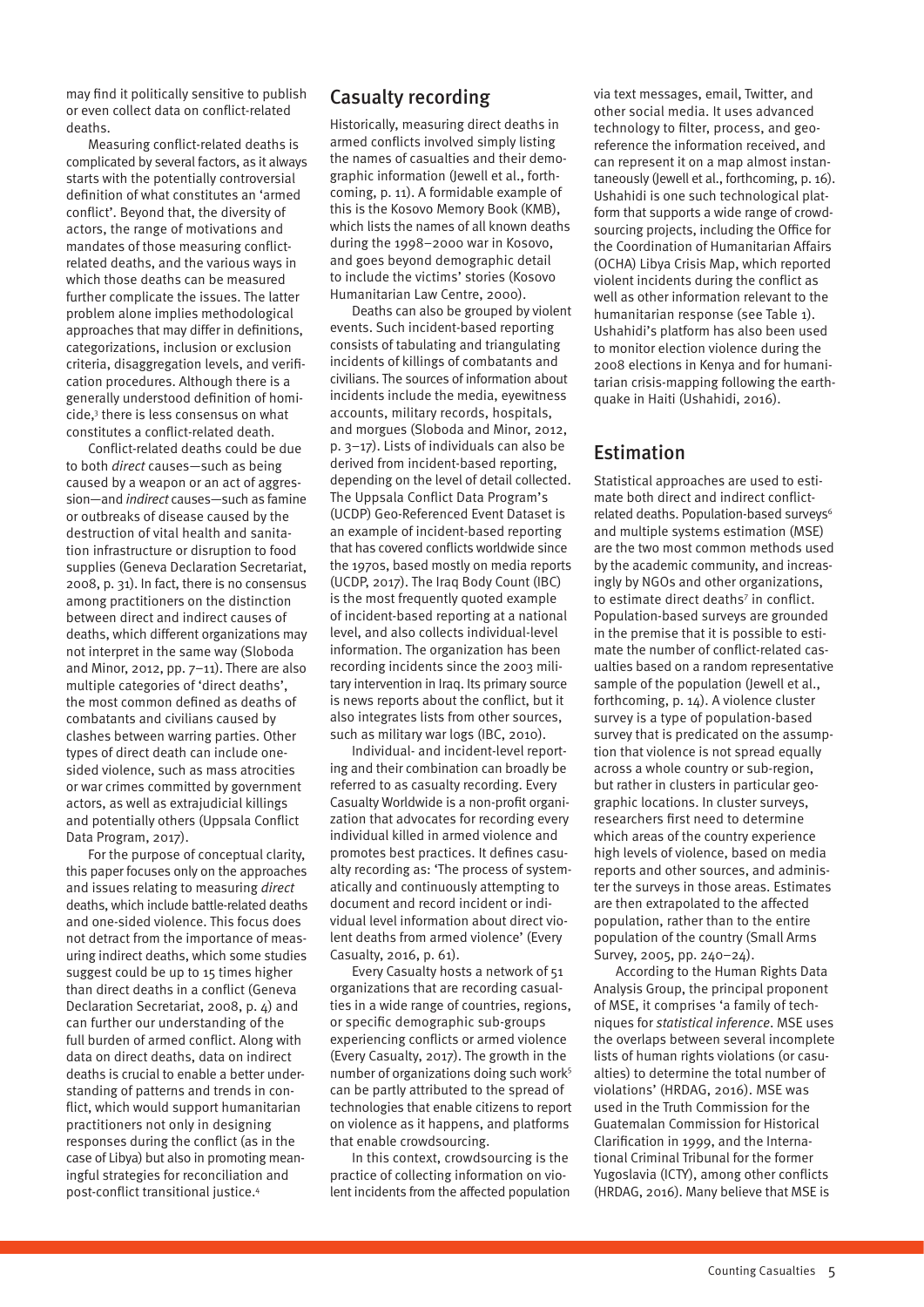may find it politically sensitive to publish or even collect data on conflict-related deaths.

Measuring conflict-related deaths is complicated by several factors, as it always starts with the potentially controversial definition of what constitutes an 'armed conflict'. Beyond that, the diversity of actors, the range of motivations and mandates of those measuring conflict-related deaths, and the various ways in which those deaths can be measured further complicate the issues. The latter problem alone implies methodological approaches that may differ in definitions, categorizations, inclusion or exclusion criteria, disaggregation levels, and verification procedures. Although there is a generally understood definition of homicide,[3] there is less consensus on what constitutes a conflict-related death.

Conflict-related deaths could be due to both *direct* causes—such as being caused by a weapon or an act of aggression—and *indirect* causes—such as famine or outbreaks of disease caused by the destruction of vital health and sanitation infrastructure or disruption to food supplies (Geneva Declaration Secretariat, 2008, p. 31). In fact, there is no consensus among practitioners on the distinction between direct and indirect causes of deaths, which different organizations may not interpret in the same way (Sloboda and Minor, 2012, pp. 7–11). There are also multiple categories of 'direct deaths', the most common defined as deaths of combatants and civilians caused by clashes between warring parties. Other types of direct death can include one-sided violence, such as mass atrocities or war crimes committed by government actors, as well as extrajudicial killings and potentially others (Uppsala Conflict Data Program, 2017).

For the purpose of conceptual clarity, this paper focuses only on the approaches and issues relating to measuring *direct* deaths, which include battle-related deaths and one-sided violence. This focus does not detract from the importance of measuring indirect deaths, which some studies suggest could be up to 15 times higher than direct deaths in a conflict (Geneva Declaration Secretariat, 2008, p. 4) and can further our understanding of the full burden of armed conflict. Along with data on direct deaths, data on indirect deaths is crucial to enable a better understanding of patterns and trends in conflict, which would support humanitarian practitioners not only in designing responses during the conflict (as in the case of Libya) but also in promoting meaningful strategies for reconciliation and post-conflict transitional justice.[4]

## Casualty recording

Historically, measuring direct deaths in armed conflicts involved simply listing the names of casualties and their demographic information (Jewell et al., forthcoming, p. 11). A formidable example of this is the Kosovo Memory Book (KMB), which lists the names of all known deaths during the 1998–2000 war in Kosovo, and goes beyond demographic detail to include the victims' stories (Kosovo Humanitarian Law Centre, 2000).

Deaths can also be grouped by violent events. Such incident-based reporting consists of tabulating and triangulating incidents of killings of combatants and civilians. The sources of information about incidents include the media, eyewitness accounts, military records, hospitals, and morgues (Sloboda and Minor, 2012, p. 3–17). Lists of individuals can also be derived from incident-based reporting, depending on the level of detail collected. The Uppsala Conflict Data Program's (UCDP) Geo-Referenced Event Dataset is an example of incident-based reporting that has covered conflicts worldwide since the 1970s, based mostly on media reports (UCDP, 2017). The Iraq Body Count (IBC) is the most frequently quoted example of incident-based reporting at a national level, and also collects individual-level information. The organization has been recording incidents since the 2003 military intervention in Iraq. Its primary source is news reports about the conflict, but it also integrates lists from other sources, such as military war logs (IBC, 2010).

Individual- and incident-level reporting and their combination can broadly be referred to as casualty recording. Every Casualty Worldwide is a non-profit organization that advocates for recording every individual killed in armed violence and promotes best practices. It defines casualty recording as: 'The process of systematically and continuously attempting to document and record incident or individual level information about direct violent deaths from armed violence' (Every Casualty, 2016, p. 61).

Every Casualty hosts a network of 51 organizations that are recording casualties in a wide range of countries, regions, or specific demographic sub-groups experiencing conflicts or armed violence (Every Casualty, 2017). The growth in the number of organizations doing such work[5] can be partly attributed to the spread of technologies that enable citizens to report on violence as it happens, and platforms that enable crowdsourcing.

In this context, crowdsourcing is the practice of collecting information on violent incidents from the affected population via text messages, email, Twitter, and other social media. It uses advanced technology to filter, process, and georeference the information received, and can represent it on a map almost instantaneously (Jewell et al., forthcoming, p. 16). Ushahidi is one such technological platform that supports a wide range of crowdsourcing projects, including the Office for the Coordination of Humanitarian Affairs (OCHA) Libya Crisis Map, which reported violent incidents during the conflict as well as other information relevant to the humanitarian response (see Table 1). Ushahidi's platform has also been used to monitor election violence during the 2008 elections in Kenya and for humanitarian crisis-mapping following the earthquake in Haiti (Ushahidi, 2016).

## Estimation

Statistical approaches are used to estimate both direct and indirect conflict-related deaths. Population-based surveys[6] and multiple systems estimation (MSE) are the two most common methods used by the academic community, and increasingly by NGOs and other organizations, to estimate direct deaths[7] in conflict. Population-based surveys are grounded in the premise that it is possible to estimate the number of conflict-related casualties based on a random representative sample of the population (Jewell et al., forthcoming, p. 14). A violence cluster survey is a type of population-based survey that is predicated on the assumption that violence is not spread equally across a whole country or sub-region, but rather in clusters in particular geographic locations. In cluster surveys, researchers first need to determine which areas of the country experience high levels of violence, based on media reports and other sources, and administer the surveys in those areas. Estimates are then extrapolated to the affected population, rather than to the entire population of the country (Small Arms Survey, 2005, pp. 240–24).

According to the Human Rights Data Analysis Group, the principal proponent of MSE, it comprises 'a family of techniques for *statistical inference*. MSE uses the overlaps between several incomplete lists of human rights violations (or casualties) to determine the total number of violations' (HRDAG, 2016). MSE was used in the Truth Commission for the Guatemalan Commission for Historical Clarification in 1999, and the International Criminal Tribunal for the former Yugoslavia (ICTY), among other conflicts (HRDAG, 2016). Many believe that MSE is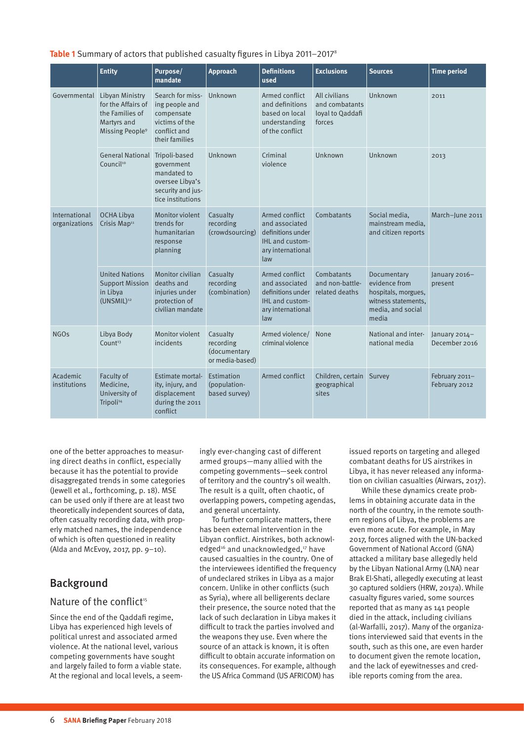**Table 1** Summary of actors that published casualty figures in Libya 2011–2017[8]

| | Entity | Purpose/ mandate | Approach | Definitions used | Exclusions | Sources | Time period |
|---|---|---|---|---|---|---|---|
| Governmental | Libyan Ministry for the Affairs of the Families of Martyrs and Missing People[9] | Search for missing people and compensate victims of the conflict and their families | Unknown | Armed conflict and definitions based on local understanding of the conflict | All civilians and combatants loyal to Qaddafi forces | Unknown | 2011 |
| | General National Council[10] | Tripoli-based government mandated to oversee Libya's security and justice institutions | Unknown | Criminal violence | Unknown | Unknown | 2013 |
| International organizations | OCHA Libya Crisis Map[11] | Monitor violent trends for humanitarian response planning | Casualty recording (crowdsourcing) | Armed conflict and associated definitions under IHL and customary international law | Combatants | Social media, mainstream media, and citizen reports | March–June 2011 |
| | United Nations Support Mission in Libya (UNSMIL)[12] | Monitor civilian deaths and injuries under protection of civilian mandate | Casualty recording (combination) | Armed conflict and associated definitions under IHL and customary international law | Combatants and non-battle-related deaths | Documentary evidence from hospitals, morgues, witness statements, media, and social media | January 2016–present |
| NGOs | Libya Body Count[13] | Monitor violent incidents | Casualty recording (documentary or media-based) | Armed violence/ criminal violence | None | National and international media | January 2014–December 2016 |
| Academic institutions | Faculty of Medicine, University of Tripoli[14] | Estimate mortality, injury, and displacement during the 2011 conflict | Estimation (population-based survey) | Armed conflict | Children, certain geographical sites | Survey | February 2011–February 2012 |

one of the better approaches to measuring direct deaths in conflict, especially because it has the potential to provide disaggregated trends in some categories (Jewell et al., forthcoming, p. 18). MSE can be used only if there are at least two theoretically independent sources of data, often casualty recording data, with properly matched names, the independence of which is often questioned in reality (Alda and McEvoy, 2017, pp. 9–10).

## Background

### Nature of the conflict[15]

Since the end of the Qaddafi regime, Libya has experienced high levels of political unrest and associated armed violence. At the national level, various competing governments have sought and largely failed to form a viable state. At the regional and local levels, a seemingly ever-changing cast of different armed groups—many allied with the competing governments—seek control of territory and the country's oil wealth. The result is a quilt, often chaotic, of overlapping powers, competing agendas, and general uncertainty.

To further complicate matters, there has been external intervention in the Libyan conflict. Airstrikes, both acknowledged[16] and unacknowledged,[17] have caused casualties in the country. One of the interviewees identified the frequency of undeclared strikes in Libya as a major concern. Unlike in other conflicts (such as Syria), where all belligerents declare their presence, the source noted that the lack of such declaration in Libya makes it difficult to track the parties involved and the weapons they use. Even where the source of an attack is known, it is often difficult to obtain accurate information on its consequences. For example, although the US Africa Command (US AFRICOM) has issued reports on targeting and alleged combatant deaths for US airstrikes in Libya, it has never released any information on civilian casualties (Airwars, 2017).

While these dynamics create problems in obtaining accurate data in the north of the country, in the remote southern regions of Libya, the problems are even more acute. For example, in May 2017, forces aligned with the UN-backed Government of National Accord (GNA) attacked a military base allegedly held by the Libyan National Army (LNA) near Brak El-Shati, allegedly executing at least 30 captured soldiers (HRW, 2017a). While casualty figures varied, some sources reported that as many as 141 people died in the attack, including civilians (al-Warfalli, 2017). Many of the organizations interviewed said that events in the south, such as this one, are even harder to document given the remote location, and the lack of eyewitnesses and credible reports coming from the area.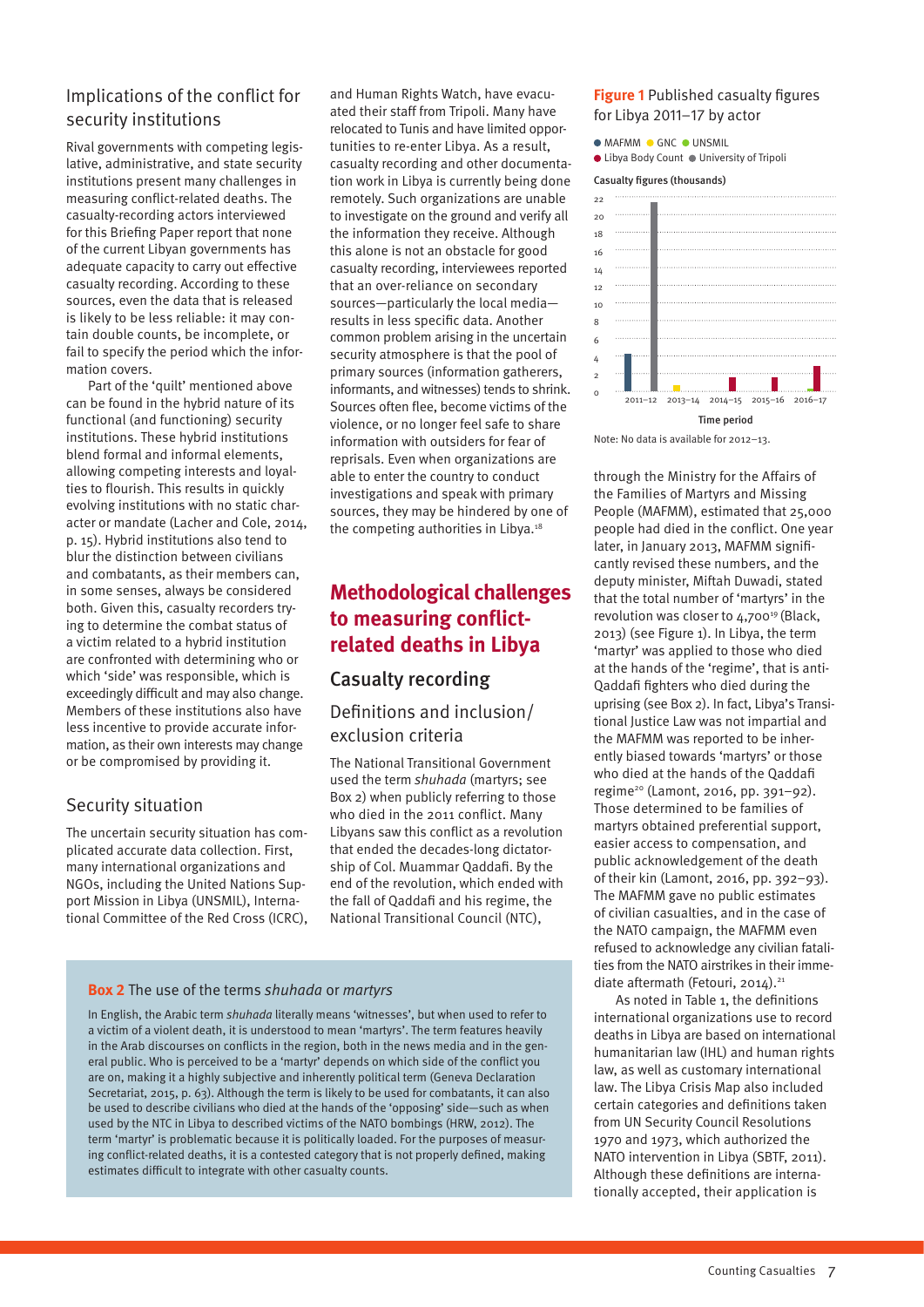## Implications of the conflict for security institutions

Rival governments with competing legislative, administrative, and state security institutions present many challenges in measuring conflict-related deaths. The casualty-recording actors interviewed for this Briefing Paper report that none of the current Libyan governments has adequate capacity to carry out effective casualty recording. According to these sources, even the data that is released is likely to be less reliable: it may contain double counts, be incomplete, or fail to specify the period which the information covers.

Part of the 'quilt' mentioned above can be found in the hybrid nature of its functional (and functioning) security institutions. These hybrid institutions blend formal and informal elements, allowing competing interests and loyalties to flourish. This results in quickly evolving institutions with no static character or mandate (Lacher and Cole, 2014, p. 15). Hybrid institutions also tend to blur the distinction between civilians and combatants, as their members can, in some senses, always be considered both. Given this, casualty recorders trying to determine the combat status of a victim related to a hybrid institution are confronted with determining who or which 'side' was responsible, which is exceedingly difficult and may also change. Members of these institutions also have less incentive to provide accurate information, as their own interests may change or be compromised by providing it.

## Security situation

The uncertain security situation has complicated accurate data collection. First, many international organizations and NGOs, including the United Nations Support Mission in Libya (UNSMIL), International Committee of the Red Cross (ICRC), and Human Rights Watch, have evacuated their staff from Tripoli. Many have relocated to Tunis and have limited opportunities to re-enter Libya. As a result, casualty recording and other documentation work in Libya is currently being done remotely. Such organizations are unable to investigate on the ground and verify all the information they receive. Although this alone is not an obstacle for good casualty recording, interviewees reported that an over-reliance on secondary sources—particularly the local media—results in less specific data. Another common problem arising in the uncertain security atmosphere is that the pool of primary sources (information gatherers, informants, and witnesses) tends to shrink. Sources often flee, become victims of the violence, or no longer feel safe to share information with outsiders for fear of reprisals. Even when organizations are able to enter the country to conduct investigations and speak with primary sources, they may be hindered by one of the competing authorities in Libya.[18]

# Methodological challenges to measuring conflict-related deaths in Libya

## Casualty recording

### Definitions and inclusion/exclusion criteria

The National Transitional Government used the term *shuhada* (martyrs; see Box 2) when publicly referring to those who died in the 2011 conflict. Many Libyans saw this conflict as a revolution that ended the decades-long dictatorship of Col. Muammar Qaddafi. By the end of the revolution, which ended with the fall of Qaddafi and his regime, the National Transitional Council (NTC), through the Ministry for the Affairs of the Families of Martyrs and Missing People (MAFMM), estimated that 25,000 people had died in the conflict. One year later, in January 2013, MAFMM significantly revised these numbers, and the deputy minister, Miftah Duwadi, stated that the total number of 'martyrs' in the revolution was closer to 4,700[19] (Black, 2013) (see Figure 1). In Libya, the term 'martyr' was applied to those who died at the hands of the 'regime', that is anti-Qaddafi fighters who died during the uprising (see Box 2). In fact, Libya's Transitional Justice Law was not impartial and the MAFMM was reported to be inherently biased towards 'martyrs' or those who died at the hands of the Qaddafi regime[20] (Lamont, 2016, pp. 391–92). Those determined to be families of martyrs obtained preferential support, easier access to compensation, and public acknowledgement of the death of their kin (Lamont, 2016, pp. 392–93). The MAFMM gave no public estimates of civilian casualties, and in the case of the NATO campaign, the MAFMM even refused to acknowledge any civilian fatalities from the NATO airstrikes in their immediate aftermath (Fetouri, 2014).[21]

As noted in Table 1, the definitions international organizations use to record deaths in Libya are based on international humanitarian law (IHL) and human rights law, as well as customary international law. The Libya Crisis Map also included certain categories and definitions taken from UN Security Council Resolutions 1970 and 1973, which authorized the NATO intervention in Libya (SBTF, 2011). Although these definitions are internationally accepted, their application is

**Figure 1** Published casualty figures for Libya 2011–17 by actor

Legend: MAFMM, GNC, UNSMIL, Libya Body Count, University of Tripoli

Casualty figures (thousands); Time period: 2011–12, 2013–14, 2014–15, 2015–16, 2016–17

Note: No data is available for 2012–13.

> **Box 2** The use of the terms *shuhada* or *martyrs*
>
> In English, the Arabic term *shuhada* literally means 'witnesses', but when used to refer to a victim of a violent death, it is understood to mean 'martyrs'. The term features heavily in the Arab discourses on conflicts in the region, both in the news media and in the general public. Who is perceived to be a 'martyr' depends on which side of the conflict you are on, making it a highly subjective and inherently political term (Geneva Declaration Secretariat, 2015, p. 63). Although the term is likely to be used for combatants, it can also be used to describe civilians who died at the hands of the 'opposing' side—such as when used by the NTC in Libya to described victims of the NATO bombings (HRW, 2012). The term 'martyr' is problematic because it is politically loaded. For the purposes of measuring conflict-related deaths, it is a contested category that is not properly defined, making estimates difficult to integrate with other casualty counts.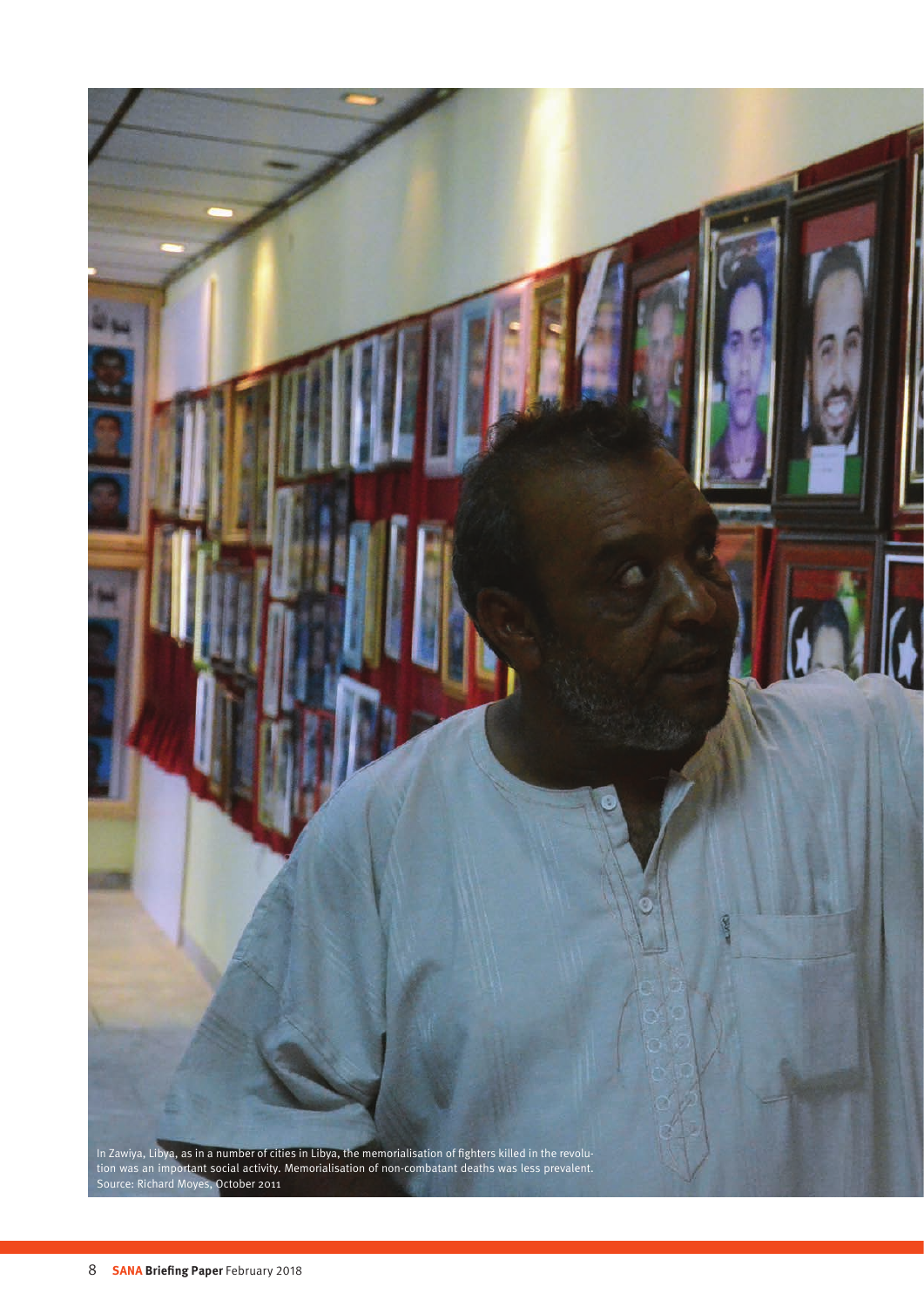In Zawiya, Libya, as in a number of cities in Libya, the memorialisation of fighters killed in the revolution was an important social activity. Memorialisation of non-combatant deaths was less prevalent.
Source: Richard Moyes, October 2011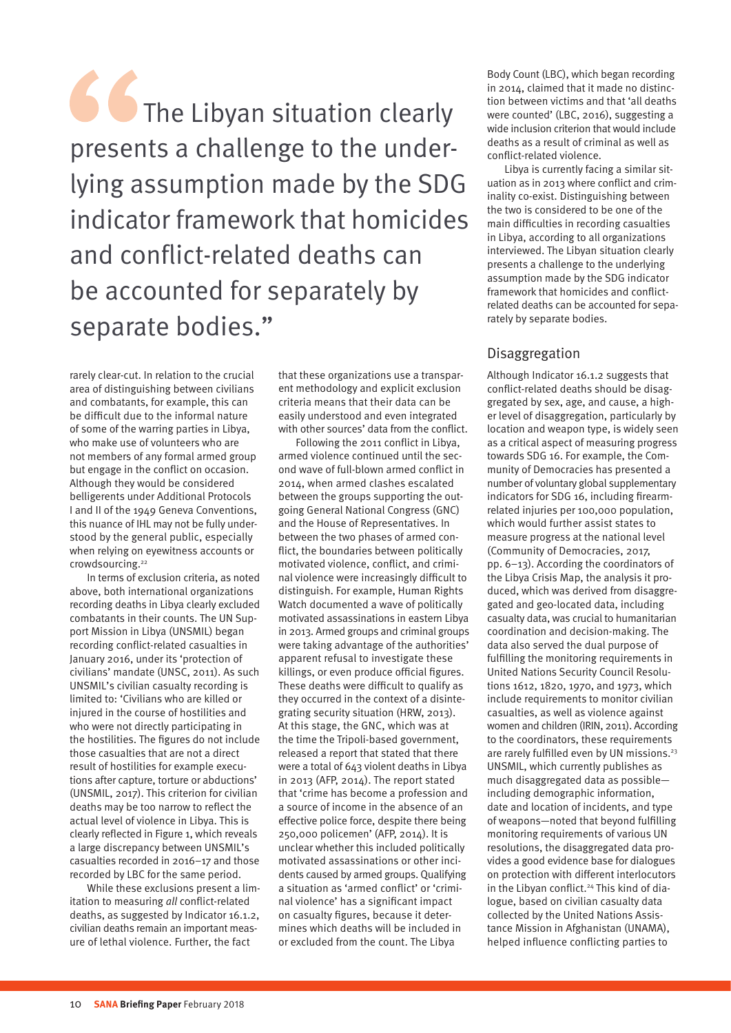> "The Libyan situation clearly presents a challenge to the underlying assumption made by the SDG indicator framework that homicides and conflict-related deaths can be accounted for separately by separate bodies."

rarely clear-cut. In relation to the crucial area of distinguishing between civilians and combatants, for example, this can be difficult due to the informal nature of some of the warring parties in Libya, who make use of volunteers who are not members of any formal armed group but engage in the conflict on occasion. Although they would be considered belligerents under Additional Protocols I and II of the 1949 Geneva Conventions, this nuance of IHL may not be fully understood by the general public, especially when relying on eyewitness accounts or crowdsourcing.[22]

In terms of exclusion criteria, as noted above, both international organizations recording deaths in Libya clearly excluded combatants in their counts. The UN Support Mission in Libya (UNSMIL) began recording conflict-related casualties in January 2016, under its 'protection of civilians' mandate (UNSC, 2011). As such UNSMIL's civilian casualty recording is limited to: 'Civilians who are killed or injured in the course of hostilities and who were not directly participating in the hostilities. The figures do not include those casualties that are not a direct result of hostilities for example executions after capture, torture or abductions' (UNSMIL, 2017). This criterion for civilian deaths may be too narrow to reflect the actual level of violence in Libya. This is clearly reflected in Figure 1, which reveals a large discrepancy between UNSMIL's casualties recorded in 2016–17 and those recorded by LBC for the same period.

While these exclusions present a limitation to measuring *all* conflict-related deaths, as suggested by Indicator 16.1.2, civilian deaths remain an important measure of lethal violence. Further, the fact that these organizations use a transparent methodology and explicit exclusion criteria means that their data can be easily understood and even integrated with other sources' data from the conflict.

Following the 2011 conflict in Libya, armed violence continued until the second wave of full-blown armed conflict in 2014, when armed clashes escalated between the groups supporting the outgoing General National Congress (GNC) and the House of Representatives. In between the two phases of armed conflict, the boundaries between politically motivated violence, conflict, and criminal violence were increasingly difficult to distinguish. For example, Human Rights Watch documented a wave of politically motivated assassinations in eastern Libya in 2013. Armed groups and criminal groups were taking advantage of the authorities' apparent refusal to investigate these killings, or even produce official figures. These deaths were difficult to qualify as they occurred in the context of a disintegrating security situation (HRW, 2013). At this stage, the GNC, which was at the time the Tripoli-based government, released a report that stated that there were a total of 643 violent deaths in Libya in 2013 (AFP, 2014). The report stated that 'crime has become a profession and a source of income in the absence of an effective police force, despite there being 250,000 policemen' (AFP, 2014). It is unclear whether this included politically motivated assassinations or other incidents caused by armed groups. Qualifying a situation as 'armed conflict' or 'criminal violence' has a significant impact on casualty figures, because it determines which deaths will be included in or excluded from the count. The Libya Body Count (LBC), which began recording in 2014, claimed that it made no distinction between victims and that 'all deaths were counted' (LBC, 2016), suggesting a wide inclusion criterion that would include deaths as a result of criminal as well as conflict-related violence.

Libya is currently facing a similar situation as in 2013 where conflict and criminality co-exist. Distinguishing between the two is considered to be one of the main difficulties in recording casualties in Libya, according to all organizations interviewed. The Libyan situation clearly presents a challenge to the underlying assumption made by the SDG indicator framework that homicides and conflict-related deaths can be accounted for separately by separate bodies.

## Disaggregation

Although Indicator 16.1.2 suggests that conflict-related deaths should be disaggregated by sex, age, and cause, a higher level of disaggregation, particularly by location and weapon type, is widely seen as a critical aspect of measuring progress towards SDG 16. For example, the Community of Democracies has presented a number of voluntary global supplementary indicators for SDG 16, including firearm-related injuries per 100,000 population, which would further assist states to measure progress at the national level (Community of Democracies, 2017, pp. 6–13). According the coordinators of the Libya Crisis Map, the analysis it produced, which was derived from disaggregated and geo-located data, including casualty data, was crucial to humanitarian coordination and decision-making. The data also served the dual purpose of fulfilling the monitoring requirements in United Nations Security Council Resolutions 1612, 1820, 1970, and 1973, which include requirements to monitor civilian casualties, as well as violence against women and children (IRIN, 2011). According to the coordinators, these requirements are rarely fulfilled even by UN missions.[23] UNSMIL, which currently publishes as much disaggregated data as possible—including demographic information, date and location of incidents, and type of weapons—noted that beyond fulfilling monitoring requirements of various UN resolutions, the disaggregated data provides a good evidence base for dialogues on protection with different interlocutors in the Libyan conflict.[24] This kind of dialogue, based on civilian casualty data collected by the United Nations Assistance Mission in Afghanistan (UNAMA), helped influence conflicting parties to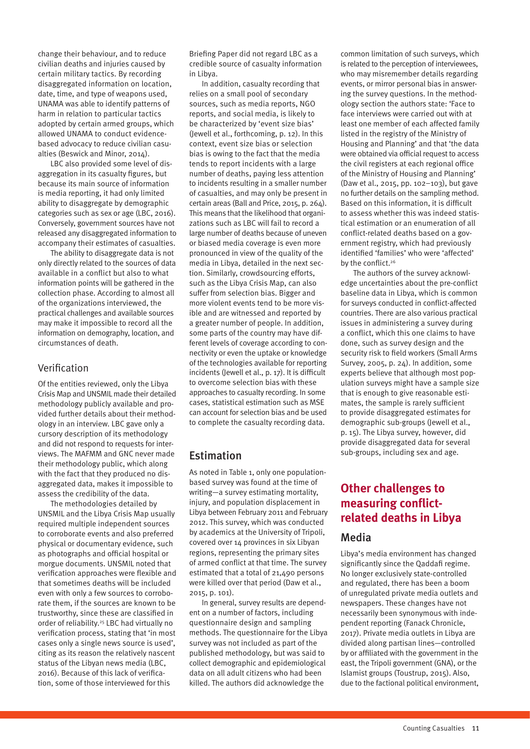change their behaviour, and to reduce civilian deaths and injuries caused by certain military tactics. By recording disaggregated information on location, date, time, and type of weapons used, UNAMA was able to identify patterns of harm in relation to particular tactics adopted by certain armed groups, which allowed UNAMA to conduct evidence-based advocacy to reduce civilian casualties (Beswick and Minor, 2014).

LBC also provided some level of disaggregation in its casualty figures, but because its main source of information is media reporting, it had only limited ability to disaggregate by demographic categories such as sex or age (LBC, 2016). Conversely, government sources have not released any disaggregated information to accompany their estimates of casualties.

The ability to disaggregate data is not only directly related to the sources of data available in a conflict but also to what information points will be gathered in the collection phase. According to almost all of the organizations interviewed, the practical challenges and available sources may make it impossible to record all the information on demography, location, and circumstances of death.

### Verification

Of the entities reviewed, only the Libya Crisis Map and UNSMIL made their detailed methodology publicly available and provided further details about their methodology in an interview. LBC gave only a cursory description of its methodology and did not respond to requests for interviews. The MAFMM and GNC never made their methodology public, which along with the fact that they produced no disaggregated data, makes it impossible to assess the credibility of the data.

The methodologies detailed by UNSMIL and the Libya Crisis Map usually required multiple independent sources to corroborate events and also preferred physical or documentary evidence, such as photographs and official hospital or morgue documents. UNSMIL noted that verification approaches were flexible and that sometimes deaths will be included even with only a few sources to corroborate them, if the sources are known to be trustworthy, since these are classified in order of reliability.[25] LBC had virtually no verification process, stating that 'in most cases only a single news source is used', citing as its reason the relatively nascent status of the Libyan news media (LBC, 2016). Because of this lack of verification, some of those interviewed for this Briefing Paper did not regard LBC as a credible source of casualty information in Libya.

In addition, casualty recording that relies on a small pool of secondary sources, such as media reports, NGO reports, and social media, is likely to be characterized by 'event size bias' (Jewell et al., forthcoming, p. 12). In this context, event size bias or selection bias is owing to the fact that the media tends to report incidents with a large number of deaths, paying less attention to incidents resulting in a smaller number of casualties, and may only be present in certain areas (Ball and Price, 2015, p. 264). This means that the likelihood that organizations such as LBC will fail to record a large number of deaths because of uneven or biased media coverage is even more pronounced in view of the quality of the media in Libya, detailed in the next section. Similarly, crowdsourcing efforts, such as the Libya Crisis Map, can also suffer from selection bias. Bigger and more violent events tend to be more visible and are witnessed and reported by a greater number of people. In addition, some parts of the country may have different levels of coverage according to connectivity or even the uptake or knowledge of the technologies available for reporting incidents (Jewell et al., p. 17). It is difficult to overcome selection bias with these approaches to casualty recording. In some cases, statistical estimation such as MSE can account for selection bias and be used to complete the casualty recording data.

### Estimation

As noted in Table 1, only one population-based survey was found at the time of writing—a survey estimating mortality, injury, and population displacement in Libya between February 2011 and February 2012. This survey, which was conducted by academics at the University of Tripoli, covered over 14 provinces in six Libyan regions, representing the primary sites of armed conflict at that time. The survey estimated that a total of 21,490 persons were killed over that period (Daw et al., 2015, p. 101).

In general, survey results are dependent on a number of factors, including questionnaire design and sampling methods. The questionnaire for the Libya survey was not included as part of the published methodology, but was said to collect demographic and epidemiological data on all adult citizens who had been killed. The authors did acknowledge the common limitation of such surveys, which is related to the perception of interviewees, who may misremember details regarding events, or mirror personal bias in answering the survey questions. In the methodology section the authors state: 'Face to face interviews were carried out with at least one member of each affected family listed in the registry of the Ministry of Housing and Planning' and that 'the data were obtained via official request to access the civil registers at each regional office of the Ministry of Housing and Planning' (Daw et al., 2015, pp. 102–103), but gave no further details on the sampling method. Based on this information, it is difficult to assess whether this was indeed statistical estimation or an enumeration of all conflict-related deaths based on a government registry, which had previously identified 'families' who were 'affected' by the conflict.[26]

The authors of the survey acknowledge uncertainties about the pre-conflict baseline data in Libya, which is common for surveys conducted in conflict-affected countries. There are also various practical issues in administering a survey during a conflict, which this one claims to have done, such as survey design and the security risk to field workers (Small Arms Survey, 2005, p. 24). In addition, some experts believe that although most population surveys might have a sample size that is enough to give reasonable estimates, the sample is rarely sufficient to provide disaggregated estimates for demographic sub-groups (Jewell et al., p. 15). The Libya survey, however, did provide disaggregated data for several sub-groups, including sex and age.

## Other challenges to measuring conflict-related deaths in Libya

### Media

Libya's media environment has changed significantly since the Qaddafi regime. No longer exclusively state-controlled and regulated, there has been a boom of unregulated private media outlets and newspapers. These changes have not necessarily been synonymous with independent reporting (Fanack Chronicle, 2017). Private media outlets in Libya are divided along partisan lines—controlled by or affiliated with the government in the east, the Tripoli government (GNA), or the Islamist groups (Toustrup, 2015). Also, due to the factional political environment,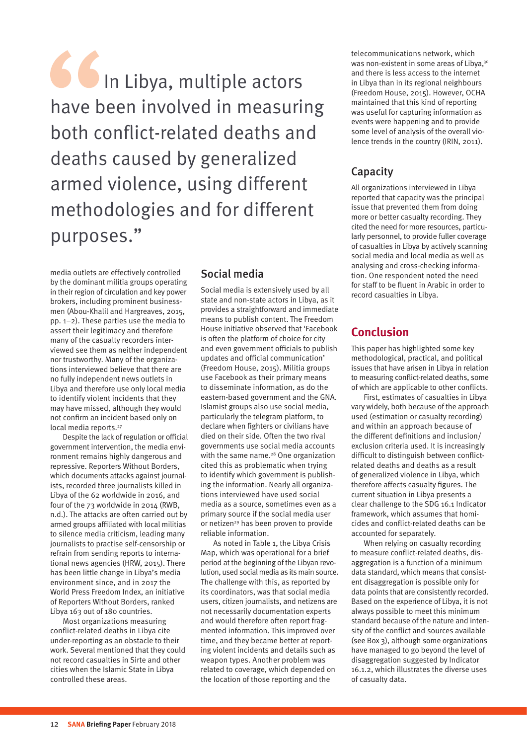> In Libya, multiple actors have been involved in measuring both conflict-related deaths and deaths caused by generalized armed violence, using different methodologies and for different purposes."

media outlets are effectively controlled by the dominant militia groups operating in their region of circulation and key power brokers, including prominent businessmen (Abou-Khalil and Hargreaves, 2015, pp. 1–2). These parties use the media to assert their legitimacy and therefore many of the casualty recorders interviewed see them as neither independent nor trustworthy. Many of the organizations interviewed believe that there are no fully independent news outlets in Libya and therefore use only local media to identify violent incidents that they may have missed, although they would not confirm an incident based only on local media reports.[27]

Despite the lack of regulation or official government intervention, the media environment remains highly dangerous and repressive. Reporters Without Borders, which documents attacks against journalists, recorded three journalists killed in Libya of the 62 worldwide in 2016, and four of the 73 worldwide in 2014 (RWB, n.d.). The attacks are often carried out by armed groups affiliated with local militias to silence media criticism, leading many journalists to practise self-censorship or refrain from sending reports to international news agencies (HRW, 2015). There has been little change in Libya's media environment since, and in 2017 the World Press Freedom Index, an initiative of Reporters Without Borders, ranked Libya 163 out of 180 countries.

Most organizations measuring conflict-related deaths in Libya cite under-reporting as an obstacle to their work. Several mentioned that they could not record casualties in Sirte and other cities when the Islamic State in Libya controlled these areas.

## Social media

Social media is extensively used by all state and non-state actors in Libya, as it provides a straightforward and immediate means to publish content. The Freedom House initiative observed that 'Facebook is often the platform of choice for city and even government officials to publish updates and official communication' (Freedom House, 2015). Militia groups use Facebook as their primary means to disseminate information, as do the eastern-based government and the GNA. Islamist groups also use social media, particularly the telegram platform, to declare when fighters or civilians have died on their side. Often the two rival governments use social media accounts with the same name.[28] One organization cited this as problematic when trying to identify which government is publishing the information. Nearly all organizations interviewed have used social media as a source, sometimes even as a primary source if the social media user or netizen[29] has been proven to provide reliable information.

As noted in Table 1, the Libya Crisis Map, which was operational for a brief period at the beginning of the Libyan revolution, used social media as its main source. The challenge with this, as reported by its coordinators, was that social media users, citizen journalists, and netizens are not necessarily documentation experts and would therefore often report fragmented information. This improved over time, and they became better at reporting violent incidents and details such as weapon types. Another problem was related to coverage, which depended on the location of those reporting and the telecommunications network, which was non-existent in some areas of Libya,[30] and there is less access to the internet in Libya than in its regional neighbours (Freedom House, 2015). However, OCHA maintained that this kind of reporting was useful for capturing information as events were happening and to provide some level of analysis of the overall violence trends in the country (IRIN, 2011).

## Capacity

All organizations interviewed in Libya reported that capacity was the principal issue that prevented them from doing more or better casualty recording. They cited the need for more resources, particularly personnel, to provide fuller coverage of casualties in Libya by actively scanning social media and local media as well as analysing and cross-checking information. One respondent noted the need for staff to be fluent in Arabic in order to record casualties in Libya.

## Conclusion

This paper has highlighted some key methodological, practical, and political issues that have arisen in Libya in relation to measuring conflict-related deaths, some of which are applicable to other conflicts.

First, estimates of casualties in Libya vary widely, both because of the approach used (estimation or casualty recording) and within an approach because of the different definitions and inclusion/exclusion criteria used. It is increasingly difficult to distinguish between conflict-related deaths and deaths as a result of generalized violence in Libya, which therefore affects casualty figures. The current situation in Libya presents a clear challenge to the SDG 16.1 Indicator framework, which assumes that homicides and conflict-related deaths can be accounted for separately.

When relying on casualty recording to measure conflict-related deaths, disaggregation is a function of a minimum data standard, which means that consistent disaggregation is possible only for data points that are consistently recorded. Based on the experience of Libya, it is not always possible to meet this minimum standard because of the nature and intensity of the conflict and sources available (see Box 3), although some organizations have managed to go beyond the level of disaggregation suggested by Indicator 16.1.2, which illustrates the diverse uses of casualty data.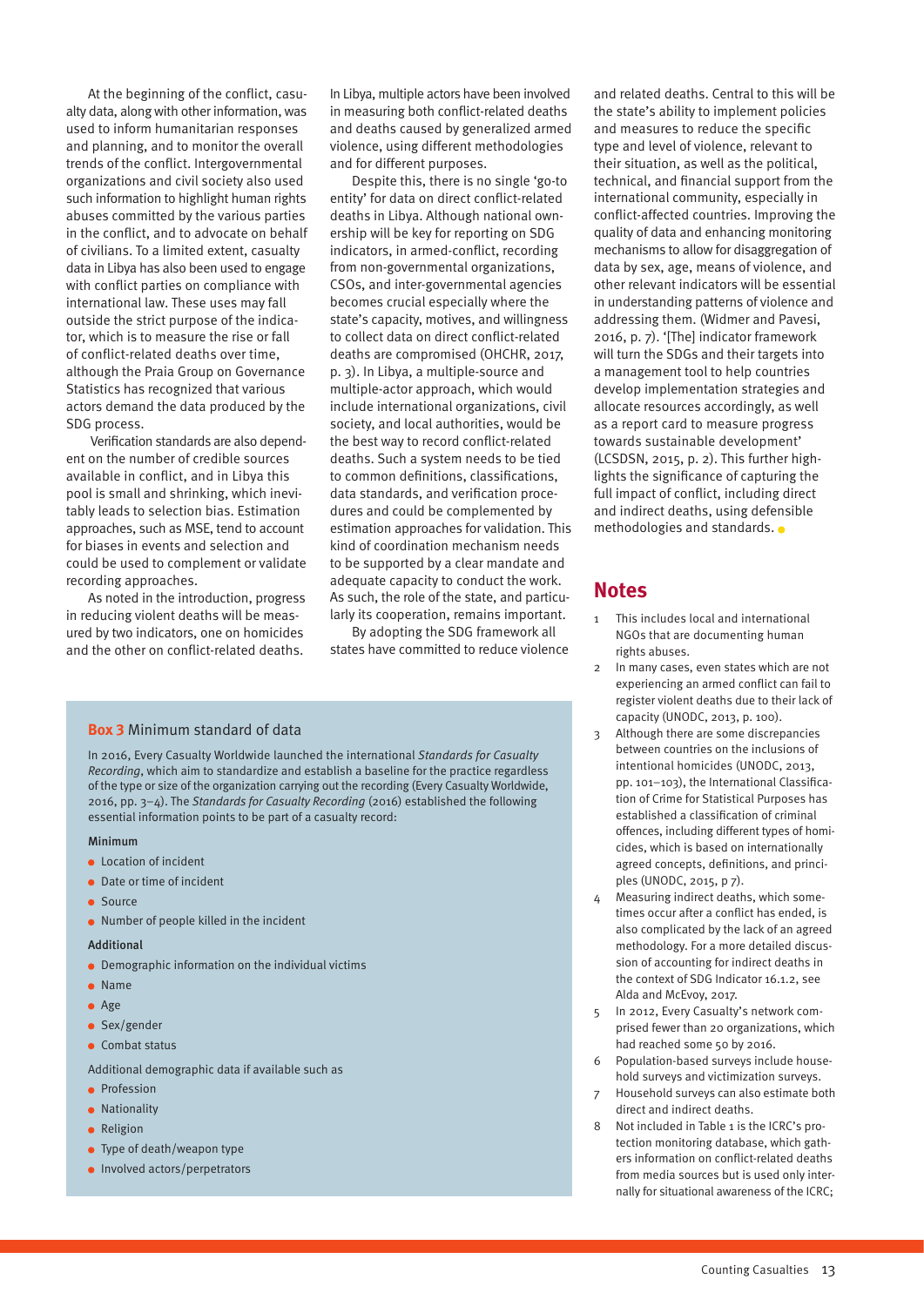At the beginning of the conflict, casualty data, along with other information, was used to inform humanitarian responses and planning, and to monitor the overall trends of the conflict. Intergovernmental organizations and civil society also used such information to highlight human rights abuses committed by the various parties in the conflict, and to advocate on behalf of civilians. To a limited extent, casualty data in Libya has also been used to engage with conflict parties on compliance with international law. These uses may fall outside the strict purpose of the indicator, which is to measure the rise or fall of conflict-related deaths over time, although the Praia Group on Governance Statistics has recognized that various actors demand the data produced by the SDG process.

Verification standards are also dependent on the number of credible sources available in conflict, and in Libya this pool is small and shrinking, which inevitably leads to selection bias. Estimation approaches, such as MSE, tend to account for biases in events and selection and could be used to complement or validate recording approaches.

As noted in the introduction, progress in reducing violent deaths will be measured by two indicators, one on homicides and the other on conflict-related deaths. In Libya, multiple actors have been involved in measuring both conflict-related deaths and deaths caused by generalized armed violence, using different methodologies and for different purposes.

Despite this, there is no single 'go-to entity' for data on direct conflict-related deaths in Libya. Although national ownership will be key for reporting on SDG indicators, in armed-conflict, recording from non-governmental organizations, CSOs, and inter-governmental agencies becomes crucial especially where the state's capacity, motives, and willingness to collect data on direct conflict-related deaths are compromised (OHCHR, 2017, p. 3). In Libya, a multiple-source and multiple-actor approach, which would include international organizations, civil society, and local authorities, would be the best way to record conflict-related deaths. Such a system needs to be tied to common definitions, classifications, data standards, and verification procedures and could be complemented by estimation approaches for validation. This kind of coordination mechanism needs to be supported by a clear mandate and adequate capacity to conduct the work. As such, the role of the state, and particularly its cooperation, remains important.

By adopting the SDG framework all states have committed to reduce violence and related deaths. Central to this will be the state's ability to implement policies and measures to reduce the specific type and level of violence, relevant to their situation, as well as the political, technical, and financial support from the international community, especially in conflict-affected countries. Improving the quality of data and enhancing monitoring mechanisms to allow for disaggregation of data by sex, age, means of violence, and other relevant indicators will be essential in understanding patterns of violence and addressing them. (Widmer and Pavesi, 2016, p. 7). '[The] indicator framework will turn the SDGs and their targets into a management tool to help countries develop implementation strategies and allocate resources accordingly, as well as a report card to measure progress towards sustainable development' (LCSDSN, 2015, p. 2). This further highlights the significance of capturing the full impact of conflict, including direct and indirect deaths, using defensible methodologies and standards.

> **Box 3** Minimum standard of data
>
> In 2016, Every Casualty Worldwide launched the international *Standards for Casualty Recording*, which aim to standardize and establish a baseline for the practice regardless of the type or size of the organization carrying out the recording (Every Casualty Worldwide, 2016, pp. 3–4). The *Standards for Casualty Recording* (2016) established the following essential information points to be part of a casualty record:
>
> **Minimum**
>
> - Location of incident
> - Date or time of incident
> - Source
> - Number of people killed in the incident
>
> **Additional**
>
> - Demographic information on the individual victims
> - Name
> - Age
> - Sex/gender
> - Combat status
>
> Additional demographic data if available such as
>
> - Profession
> - Nationality
> - Religion
> - Type of death/weapon type
> - Involved actors/perpetrators

## Notes

1. This includes local and international NGOs that are documenting human rights abuses.
2. In many cases, even states which are not experiencing an armed conflict can fail to register violent deaths due to their lack of capacity (UNODC, 2013, p. 100).
3. Although there are some discrepancies between countries on the inclusions of intentional homicides (UNODC, 2013, pp. 101–103), the International Classification of Crime for Statistical Purposes has established a classification of criminal offences, including different types of homicides, which is based on internationally agreed concepts, definitions, and principles (UNODC, 2015, p 7).
4. Measuring indirect deaths, which sometimes occur after a conflict has ended, is also complicated by the lack of an agreed methodology. For a more detailed discussion of accounting for indirect deaths in the context of SDG Indicator 16.1.2, see Alda and McEvoy, 2017.
5. In 2012, Every Casualty's network comprised fewer than 20 organizations, which had reached some 50 by 2016.
6. Population-based surveys include household surveys and victimization surveys.
7. Household surveys can also estimate both direct and indirect deaths.
8. Not included in Table 1 is the ICRC's protection monitoring database, which gathers information on conflict-related deaths from media sources but is used only internally for situational awareness of the ICRC;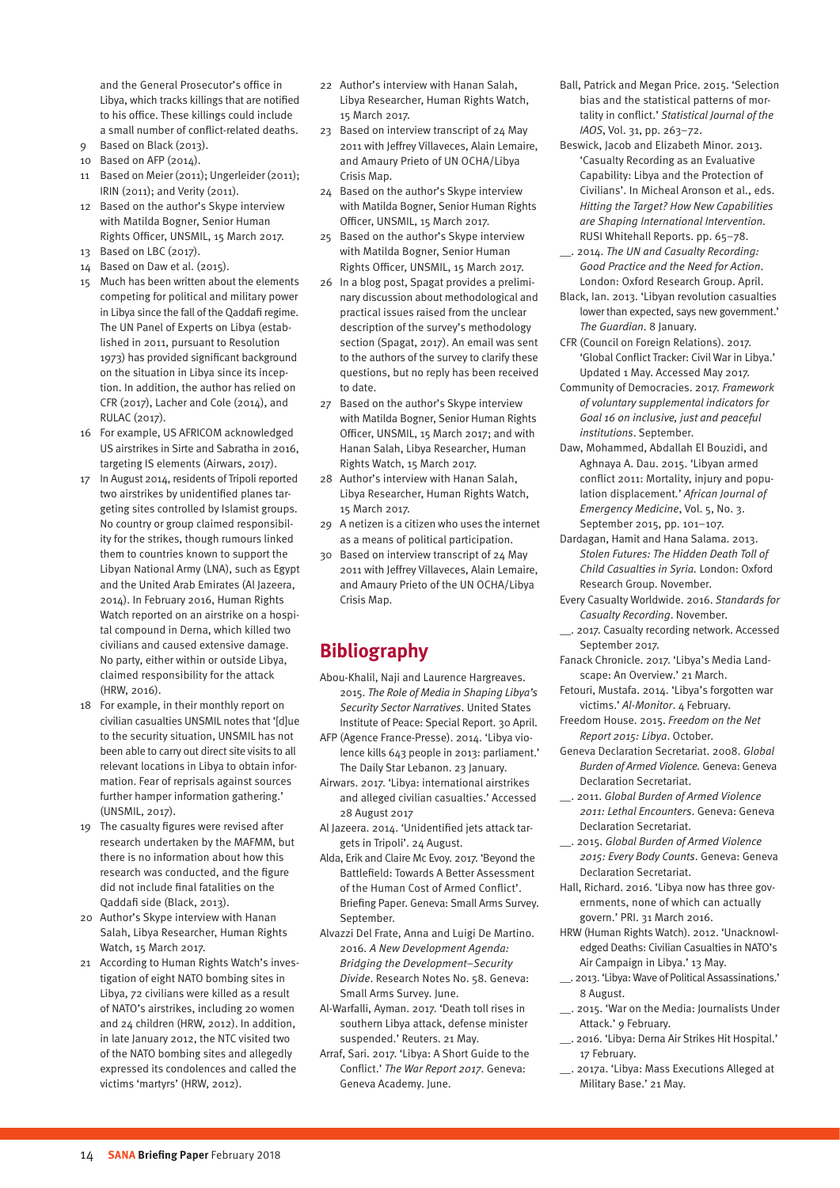and the General Prosecutor's office in Libya, which tracks killings that are notified to his office. These killings could include a small number of conflict-related deaths.

9 Based on Black (2013).
10 Based on AFP (2014).
11 Based on Meier (2011); Ungerleider (2011); IRIN (2011); and Verity (2011).
12 Based on the author's Skype interview with Matilda Bogner, Senior Human Rights Officer, UNSMIL, 15 March 2017.
13 Based on LBC (2017).
14 Based on Daw et al. (2015).
15 Much has been written about the elements competing for political and military power in Libya since the fall of the Qaddafi regime. The UN Panel of Experts on Libya (established in 2011, pursuant to Resolution 1973) has provided significant background on the situation in Libya since its inception. In addition, the author has relied on CFR (2017), Lacher and Cole (2014), and RULAC (2017).
16 For example, US AFRICOM acknowledged US airstrikes in Sirte and Sabratha in 2016, targeting IS elements (Airwars, 2017).
17 In August 2014, residents of Tripoli reported two airstrikes by unidentified planes targeting sites controlled by Islamist groups. No country or group claimed responsibility for the strikes, though rumours linked them to countries known to support the Libyan National Army (LNA), such as Egypt and the United Arab Emirates (Al Jazeera, 2014). In February 2016, Human Rights Watch reported on an airstrike on a hospital compound in Derna, which killed two civilians and caused extensive damage. No party, either within or outside Libya, claimed responsibility for the attack (HRW, 2016).
18 For example, in their monthly report on civilian casualties UNSMIL notes that '[d]ue to the security situation, UNSMIL has not been able to carry out direct site visits to all relevant locations in Libya to obtain information. Fear of reprisals against sources further hamper information gathering.' (UNSMIL, 2017).
19 The casualty figures were revised after research undertaken by the MAFMM, but there is no information about how this research was conducted, and the figure did not include final fatalities on the Qaddafi side (Black, 2013).
20 Author's Skype interview with Hanan Salah, Libya Researcher, Human Rights Watch, 15 March 2017.
21 According to Human Rights Watch's investigation of eight NATO bombing sites in Libya, 72 civilians were killed as a result of NATO's airstrikes, including 20 women and 24 children (HRW, 2012). In addition, in late January 2012, the NTC visited two of the NATO bombing sites and allegedly expressed its condolences and called the victims 'martyrs' (HRW, 2012).
22 Author's interview with Hanan Salah, Libya Researcher, Human Rights Watch, 15 March 2017.
23 Based on interview transcript of 24 May 2011 with Jeffrey Villaveces, Alain Lemaire, and Amaury Prieto of UN OCHA/Libya Crisis Map.
24 Based on the author's Skype interview with Matilda Bogner, Senior Human Rights Officer, UNSMIL, 15 March 2017.
25 Based on the author's Skype interview with Matilda Bogner, Senior Human Rights Officer, UNSMIL, 15 March 2017.
26 In a blog post, Spagat provides a preliminary discussion about methodological and practical issues raised from the unclear description of the survey's methodology section (Spagat, 2017). An email was sent to the authors of the survey to clarify these questions, but no reply has been received to date.
27 Based on the author's Skype interview with Matilda Bogner, Senior Human Rights Officer, UNSMIL, 15 March 2017; and with Hanan Salah, Libya Researcher, Human Rights Watch, 15 March 2017.
28 Author's interview with Hanan Salah, Libya Researcher, Human Rights Watch, 15 March 2017.
29 A netizen is a citizen who uses the internet as a means of political participation.
30 Based on interview transcript of 24 May 2011 with Jeffrey Villaveces, Alain Lemaire, and Amaury Prieto of the UN OCHA/Libya Crisis Map.

## Bibliography

Abou-Khalil, Naji and Laurence Hargreaves. 2015. *The Role of Media in Shaping Libya's Security Sector Narratives*. United States Institute of Peace: Special Report. 30 April.

AFP (Agence France-Presse). 2014. 'Libya violence kills 643 people in 2013: parliament.' The Daily Star Lebanon. 23 January.

Airwars. 2017. 'Libya: international airstrikes and alleged civilian casualties.' Accessed 28 August 2017

Al Jazeera. 2014. 'Unidentified jets attack targets in Tripoli'. 24 August.

Alda, Erik and Claire Mc Evoy. 2017. 'Beyond the Battlefield: Towards A Better Assessment of the Human Cost of Armed Conflict'. Briefing Paper. Geneva: Small Arms Survey. September.

Alvazzi Del Frate, Anna and Luigi De Martino. 2016. *A New Development Agenda: Bridging the Development–Security Divide*. Research Notes No. 58. Geneva: Small Arms Survey. June.

Al-Warfalli, Ayman. 2017. 'Death toll rises in southern Libya attack, defense minister suspended.' Reuters. 21 May.

Arraf, Sari. 2017. 'Libya: A Short Guide to the Conflict.' *The War Report 2017*. Geneva: Geneva Academy. June.

Ball, Patrick and Megan Price. 2015. 'Selection bias and the statistical patterns of mortality in conflict.' *Statistical Journal of the IAOS*, Vol. 31, pp. 263–72.

Beswick, Jacob and Elizabeth Minor. 2013. 'Casualty Recording as an Evaluative Capability: Libya and the Protection of Civilians'. In Micheal Aronson et al., eds. *Hitting the Target? How New Capabilities are Shaping International Intervention*. RUSI Whitehall Reports. pp. 65–78.

__. 2014. *The UN and Casualty Recording: Good Practice and the Need for Action*. London: Oxford Research Group. April.

Black, Ian. 2013. 'Libyan revolution casualties lower than expected, says new government.' *The Guardian*. 8 January.

CFR (Council on Foreign Relations). 2017. 'Global Conflict Tracker: Civil War in Libya.' Updated 1 May. Accessed May 2017.

Community of Democracies. 2017. *Framework of voluntary supplemental indicators for Goal 16 on inclusive, just and peaceful institutions*. September.

Daw, Mohammed, Abdallah El Bouzidi, and Aghnaya A. Dau. 2015. 'Libyan armed conflict 2011: Mortality, injury and population displacement.' *African Journal of Emergency Medicine*, Vol. 5, No. 3. September 2015, pp. 101–107.

Dardagan, Hamit and Hana Salama. 2013. *Stolen Futures: The Hidden Death Toll of Child Casualties in Syria*. London: Oxford Research Group. November.

Every Casualty Worldwide. 2016. *Standards for Casualty Recording*. November.

__. 2017. Casualty recording network. Accessed September 2017.

Fanack Chronicle. 2017. 'Libya's Media Landscape: An Overview.' 21 March.

Fetouri, Mustafa. 2014. 'Libya's forgotten war victims.' *Al-Monitor*. 4 February.

Freedom House. 2015. *Freedom on the Net Report 2015: Libya*. October.

Geneva Declaration Secretariat. 2008. *Global Burden of Armed Violence*. Geneva: Geneva Declaration Secretariat.

__. 2011. *Global Burden of Armed Violence 2011: Lethal Encounters*. Geneva: Geneva Declaration Secretariat.

__. 2015. *Global Burden of Armed Violence 2015: Every Body Counts*. Geneva: Geneva Declaration Secretariat.

Hall, Richard. 2016. 'Libya now has three governments, none of which can actually govern.' PRI. 31 March 2016.

HRW (Human Rights Watch). 2012. 'Unacknowledged Deaths: Civilian Casualties in NATO's Air Campaign in Libya.' 13 May.

__. 2013. 'Libya: Wave of Political Assassinations.' 8 August.

__. 2015. 'War on the Media: Journalists Under Attack.' 9 February.

__. 2016. 'Libya: Derna Air Strikes Hit Hospital.' 17 February.

__. 2017a. 'Libya: Mass Executions Alleged at Military Base.' 21 May.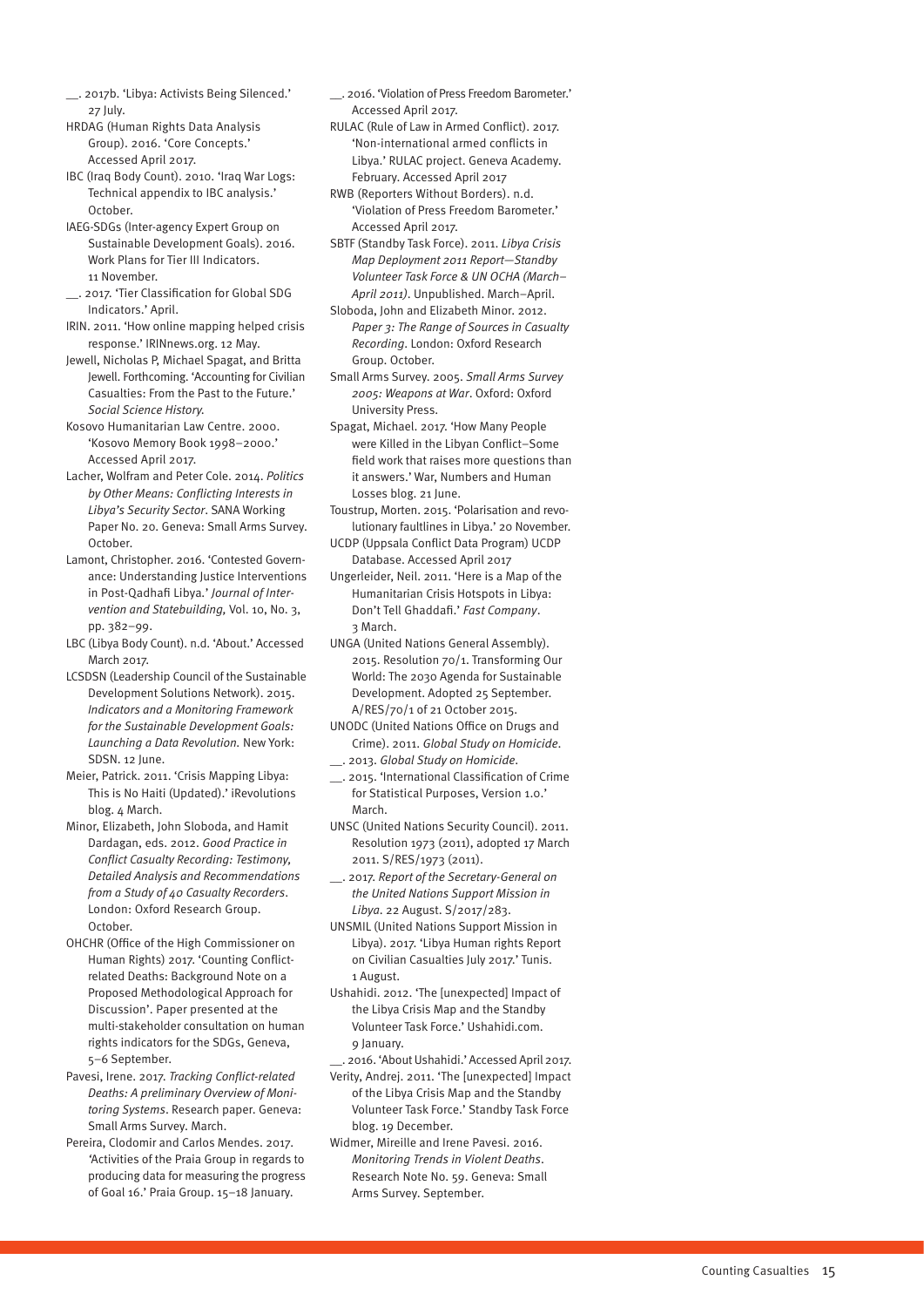\_\_. 2017b. 'Libya: Activists Being Silenced.' 27 July.

HRDAG (Human Rights Data Analysis Group). 2016. 'Core Concepts.' Accessed April 2017.

IBC (Iraq Body Count). 2010. 'Iraq War Logs: Technical appendix to IBC analysis.' October.

IAEG-SDGs (Inter-agency Expert Group on Sustainable Development Goals). 2016. Work Plans for Tier III Indicators. 11 November.

\_\_. 2017. 'Tier Classification for Global SDG Indicators.' April.

IRIN. 2011. 'How online mapping helped crisis response.' IRINnews.org. 12 May.

Jewell, Nicholas P, Michael Spagat, and Britta Jewell. Forthcoming. 'Accounting for Civilian Casualties: From the Past to the Future.' *Social Science History.*

Kosovo Humanitarian Law Centre. 2000. 'Kosovo Memory Book 1998–2000.' Accessed April 2017.

Lacher, Wolfram and Peter Cole. 2014. *Politics by Other Means: Conflicting Interests in Libya's Security Sector*. SANA Working Paper No. 20. Geneva: Small Arms Survey. October.

Lamont, Christopher. 2016. 'Contested Governance: Understanding Justice Interventions in Post-Qadhafi Libya.' *Journal of Intervention and Statebuilding,* Vol. 10, No. 3, pp. 382–99.

LBC (Libya Body Count). n.d. 'About.' Accessed March 2017.

LCSDSN (Leadership Council of the Sustainable Development Solutions Network). 2015. *Indicators and a Monitoring Framework for the Sustainable Development Goals: Launching a Data Revolution.* New York: SDSN. 12 June.

Meier, Patrick. 2011. 'Crisis Mapping Libya: This is No Haiti (Updated).' iRevolutions blog. 4 March.

Minor, Elizabeth, John Sloboda, and Hamit Dardagan, eds. 2012. *Good Practice in Conflict Casualty Recording: Testimony, Detailed Analysis and Recommendations from a Study of 40 Casualty Recorders*. London: Oxford Research Group. October.

OHCHR (Office of the High Commissioner on Human Rights) 2017. 'Counting Conflict-related Deaths: Background Note on a Proposed Methodological Approach for Discussion'. Paper presented at the multi-stakeholder consultation on human rights indicators for the SDGs, Geneva, 5–6 September.

Pavesi, Irene. 2017. *Tracking Conflict-related Deaths: A preliminary Overview of Monitoring Systems*. Research paper. Geneva: Small Arms Survey. March.

Pereira, Clodomir and Carlos Mendes. 2017. 'Activities of the Praia Group in regards to producing data for measuring the progress of Goal 16.' Praia Group. 15–18 January.

\_\_. 2016. 'Violation of Press Freedom Barometer.' Accessed April 2017.

RULAC (Rule of Law in Armed Conflict). 2017. 'Non-international armed conflicts in Libya.' RULAC project. Geneva Academy. February. Accessed April 2017

RWB (Reporters Without Borders). n.d. 'Violation of Press Freedom Barometer.' Accessed April 2017.

SBTF (Standby Task Force). 2011. *Libya Crisis Map Deployment 2011 Report—Standby Volunteer Task Force & UN OCHA (March–April 2011)*. Unpublished. March–April.

Sloboda, John and Elizabeth Minor. 2012. *Paper 3: The Range of Sources in Casualty Recording*. London: Oxford Research Group. October.

Small Arms Survey. 2005. *Small Arms Survey 2005: Weapons at War*. Oxford: Oxford University Press.

Spagat, Michael. 2017. 'How Many People were Killed in the Libyan Conflict–Some field work that raises more questions than it answers.' War, Numbers and Human Losses blog. 21 June.

Toustrup, Morten. 2015. 'Polarisation and revolutionary faultlines in Libya.' 20 November.

UCDP (Uppsala Conflict Data Program) UCDP Database. Accessed April 2017

Ungerleider, Neil. 2011. 'Here is a Map of the Humanitarian Crisis Hotspots in Libya: Don't Tell Ghaddafi.' *Fast Company*. 3 March.

UNGA (United Nations General Assembly). 2015. Resolution 70/1. Transforming Our World: The 2030 Agenda for Sustainable Development. Adopted 25 September. A/RES/70/1 of 21 October 2015.

UNODC (United Nations Office on Drugs and Crime). 2011. *Global Study on Homicide.*

\_\_. 2013. *Global Study on Homicide.*

\_\_. 2015. 'International Classification of Crime for Statistical Purposes, Version 1.0.' March.

UNSC (United Nations Security Council). 2011. Resolution 1973 (2011), adopted 17 March 2011. S/RES/1973 (2011).

\_\_. 2017. *Report of the Secretary-General on the United Nations Support Mission in Libya*. 22 August. S/2017/283.

UNSMIL (United Nations Support Mission in Libya). 2017. 'Libya Human rights Report on Civilian Casualties July 2017.' Tunis. 1 August.

Ushahidi. 2012. 'The [unexpected] Impact of the Libya Crisis Map and the Standby Volunteer Task Force.' Ushahidi.com. 9 January.

\_\_. 2016. 'About Ushahidi.' Accessed April 2017.

Verity, Andrej. 2011. 'The [unexpected] Impact of the Libya Crisis Map and the Standby Volunteer Task Force.' Standby Task Force blog. 19 December.

Widmer, Mireille and Irene Pavesi. 2016. *Monitoring Trends in Violent Deaths*. Research Note No. 59. Geneva: Small Arms Survey. September.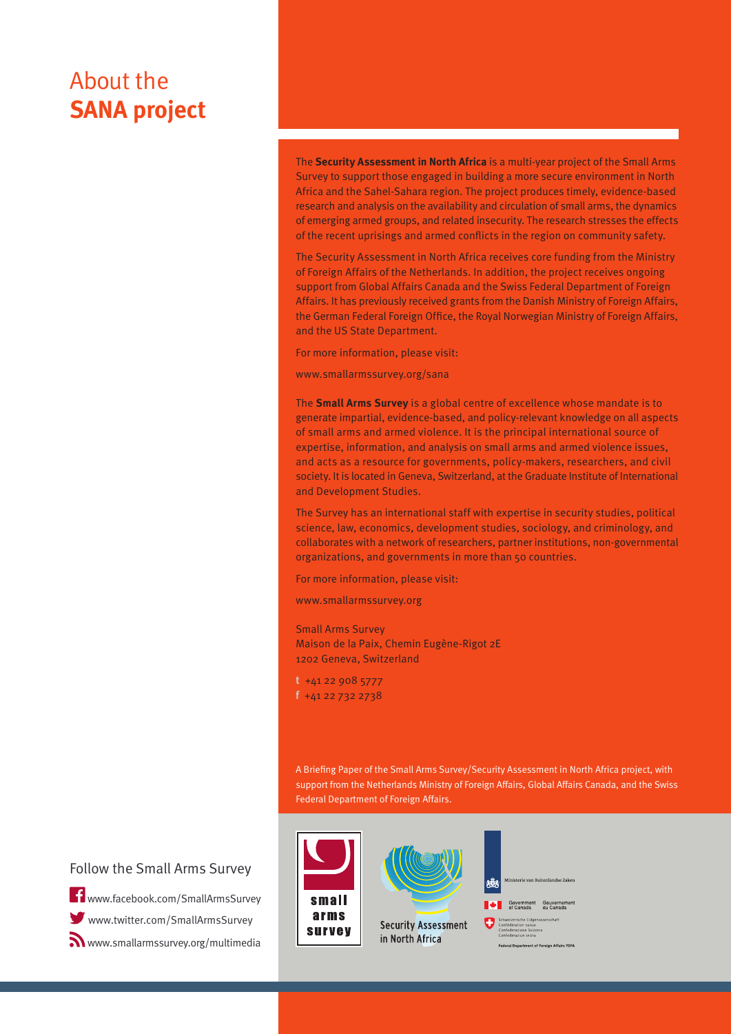# About the **SANA project**

The **Security Assessment in North Africa** is a multi-year project of the Small Arms Survey to support those engaged in building a more secure environment in North Africa and the Sahel-Sahara region. The project produces timely, evidence-based research and analysis on the availability and circulation of small arms, the dynamics of emerging armed groups, and related insecurity. The research stresses the effects of the recent uprisings and armed conflicts in the region on community safety.

The Security Assessment in North Africa receives core funding from the Ministry of Foreign Affairs of the Netherlands. In addition, the project receives ongoing support from Global Affairs Canada and the Swiss Federal Department of Foreign Affairs. It has previously received grants from the Danish Ministry of Foreign Affairs, the German Federal Foreign Office, the Royal Norwegian Ministry of Foreign Affairs, and the US State Department.

For more information, please visit:

www.smallarmssurvey.org/sana

The **Small Arms Survey** is a global centre of excellence whose mandate is to generate impartial, evidence-based, and policy-relevant knowledge on all aspects of small arms and armed violence. It is the principal international source of expertise, information, and analysis on small arms and armed violence issues, and acts as a resource for governments, policy-makers, researchers, and civil society. It is located in Geneva, Switzerland, at the Graduate Institute of International and Development Studies.

The Survey has an international staff with expertise in security studies, political science, law, economics, development studies, sociology, and criminology, and collaborates with a network of researchers, partner institutions, non-governmental organizations, and governments in more than 50 countries.

For more information, please visit:

www.smallarmssurvey.org

Small Arms Survey
Maison de la Paix, Chemin Eugène-Rigot 2E
1202 Geneva, Switzerland

**t** +41 22 908 5777
**f** +41 22 732 2738

A Briefing Paper of the Small Arms Survey/Security Assessment in North Africa project, with support from the Netherlands Ministry of Foreign Affairs, Global Affairs Canada, and the Swiss Federal Department of Foreign Affairs.

Follow the Small Arms Survey

www.facebook.com/SmallArmsSurvey
www.twitter.com/SmallArmsSurvey
www.smallarmssurvey.org/multimedia

small arms survey

Security Assessment in North Africa

Ministerie van Buitenlandse Zaken

Government of Canada / Gouvernement du Canada

Schweizerische Eidgenossenschaft
Confédération suisse
Confederazione Svizzera
Confederaziun svizra

Federal Department of Foreign Affairs FDFA